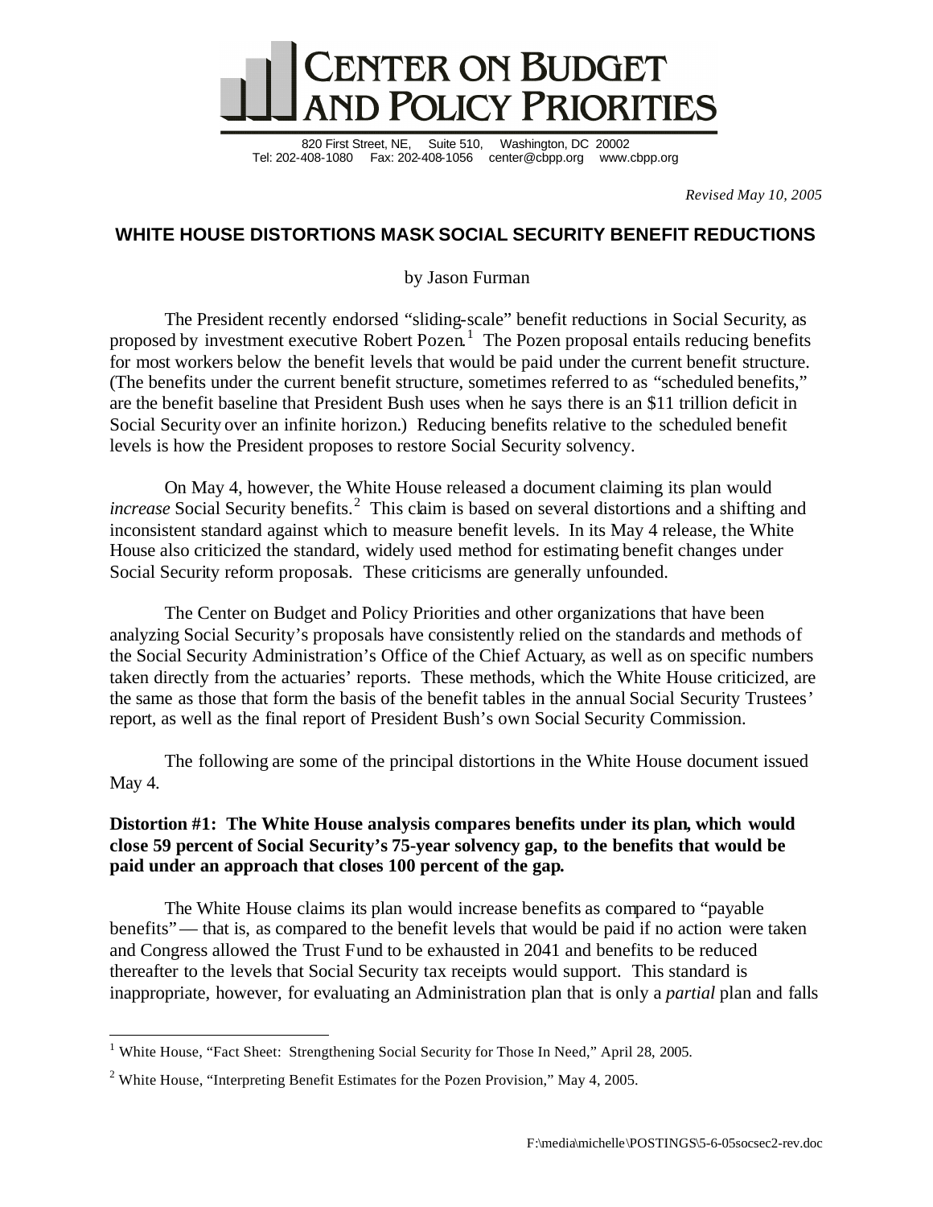# CENTER ON BUDGET AND POLICY PRIORITIES

820 First Street, NE, Suite 510, Washington, DC 20002
Tel: 202-408-1080 Fax: 202-408-1056 center@cbpp.org www.cbpp.org

*Revised May 10, 2005*

## WHITE HOUSE DISTORTIONS MASK SOCIAL SECURITY BENEFIT REDUCTIONS

by Jason Furman

The President recently endorsed "sliding-scale" benefit reductions in Social Security, as proposed by investment executive Robert Pozen.[1] The Pozen proposal entails reducing benefits for most workers below the benefit levels that would be paid under the current benefit structure. (The benefits under the current benefit structure, sometimes referred to as "scheduled benefits," are the benefit baseline that President Bush uses when he says there is an $11 trillion deficit in Social Security over an infinite horizon.) Reducing benefits relative to the scheduled benefit levels is how the President proposes to restore Social Security solvency.

On May 4, however, the White House released a document claiming its plan would *increase* Social Security benefits.[2] This claim is based on several distortions and a shifting and inconsistent standard against which to measure benefit levels. In its May 4 release, the White House also criticized the standard, widely used method for estimating benefit changes under Social Security reform proposals. These criticisms are generally unfounded.

The Center on Budget and Policy Priorities and other organizations that have been analyzing Social Security's proposals have consistently relied on the standards and methods of the Social Security Administration's Office of the Chief Actuary, as well as on specific numbers taken directly from the actuaries' reports. These methods, which the White House criticized, are the same as those that form the basis of the benefit tables in the annual Social Security Trustees' report, as well as the final report of President Bush's own Social Security Commission.

The following are some of the principal distortions in the White House document issued May 4.

**Distortion #1: The White House analysis compares benefits under its plan, which would close 59 percent of Social Security's 75-year solvency gap, to the benefits that would be paid under an approach that closes 100 percent of the gap.**

The White House claims its plan would increase benefits as compared to "payable benefits" — that is, as compared to the benefit levels that would be paid if no action were taken and Congress allowed the Trust Fund to be exhausted in 2041 and benefits to be reduced thereafter to the levels that Social Security tax receipts would support. This standard is inappropriate, however, for evaluating an Administration plan that is only a *partial* plan and falls

---

[1] White House, "Fact Sheet: Strengthening Social Security for Those In Need," April 28, 2005.

[2] White House, "Interpreting Benefit Estimates for the Pozen Provision," May 4, 2005.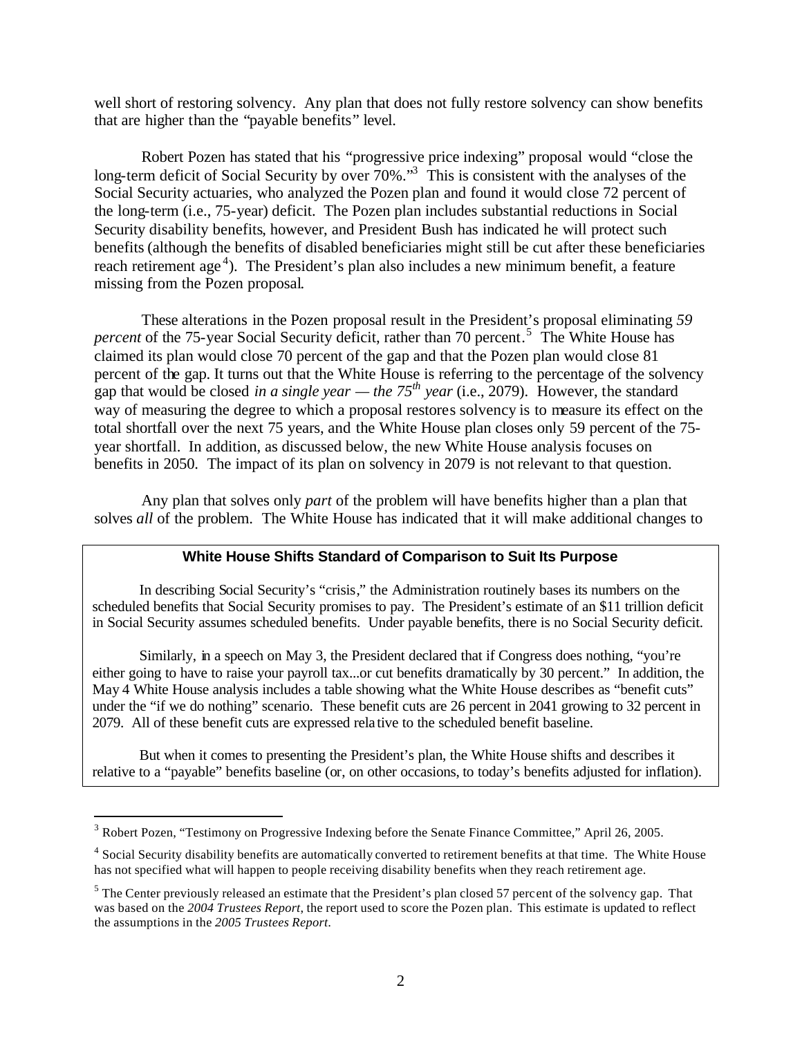well short of restoring solvency. Any plan that does not fully restore solvency can show benefits that are higher than the "payable benefits" level.

Robert Pozen has stated that his "progressive price indexing" proposal would "close the long-term deficit of Social Security by over 70%."[3] This is consistent with the analyses of the Social Security actuaries, who analyzed the Pozen plan and found it would close 72 percent of the long-term (i.e., 75-year) deficit. The Pozen plan includes substantial reductions in Social Security disability benefits, however, and President Bush has indicated he will protect such benefits (although the benefits of disabled beneficiaries might still be cut after these beneficiaries reach retirement age[4]). The President's plan also includes a new minimum benefit, a feature missing from the Pozen proposal.

These alterations in the Pozen proposal result in the President's proposal eliminating *59 percent* of the 75-year Social Security deficit, rather than 70 percent.[5] The White House has claimed its plan would close 70 percent of the gap and that the Pozen plan would close 81 percent of the gap. It turns out that the White House is referring to the percentage of the solvency gap that would be closed *in a single year — the 75th year* (i.e., 2079). However, the standard way of measuring the degree to which a proposal restores solvency is to measure its effect on the total shortfall over the next 75 years, and the White House plan closes only 59 percent of the 75-year shortfall. In addition, as discussed below, the new White House analysis focuses on benefits in 2050. The impact of its plan on solvency in 2079 is not relevant to that question.

Any plan that solves only *part* of the problem will have benefits higher than a plan that solves *all* of the problem. The White House has indicated that it will make additional changes to

**White House Shifts Standard of Comparison to Suit Its Purpose**

In describing Social Security's "crisis," the Administration routinely bases its numbers on the scheduled benefits that Social Security promises to pay. The President's estimate of an $11 trillion deficit in Social Security assumes scheduled benefits. Under payable benefits, there is no Social Security deficit.

Similarly, in a speech on May 3, the President declared that if Congress does nothing, "you're either going to have to raise your payroll tax...or cut benefits dramatically by 30 percent." In addition, the May 4 White House analysis includes a table showing what the White House describes as "benefit cuts" under the "if we do nothing" scenario. These benefit cuts are 26 percent in 2041 growing to 32 percent in 2079. All of these benefit cuts are expressed relative to the scheduled benefit baseline.

But when it comes to presenting the President's plan, the White House shifts and describes it relative to a "payable" benefits baseline (or, on other occasions, to today's benefits adjusted for inflation).

---

[3] Robert Pozen, "Testimony on Progressive Indexing before the Senate Finance Committee," April 26, 2005.

[4] Social Security disability benefits are automatically converted to retirement benefits at that time. The White House has not specified what will happen to people receiving disability benefits when they reach retirement age.

[5] The Center previously released an estimate that the President's plan closed 57 percent of the solvency gap. That was based on the *2004 Trustees Report*, the report used to score the Pozen plan. This estimate is updated to reflect the assumptions in the *2005 Trustees Report*.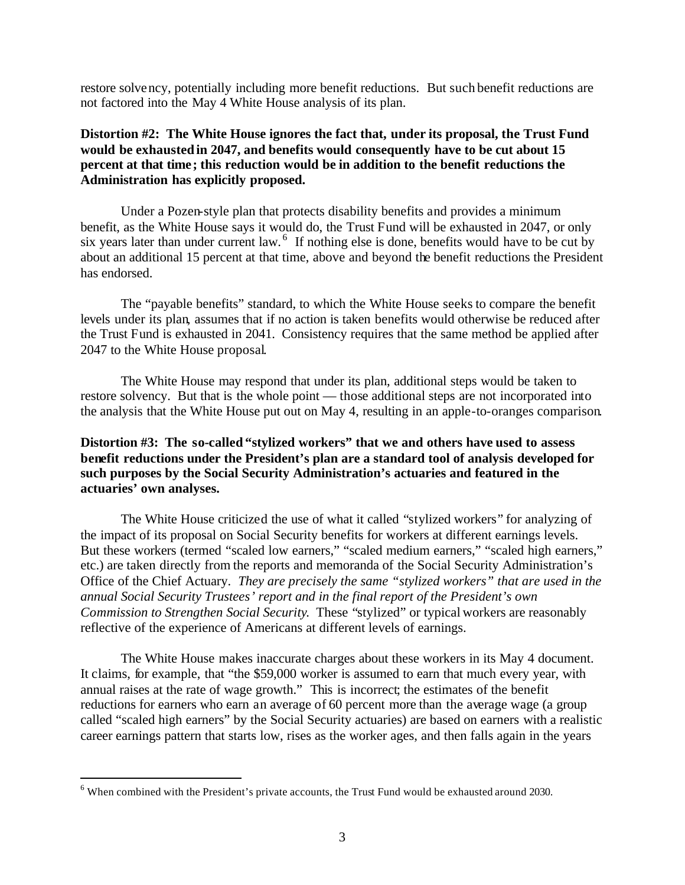restore solvency, potentially including more benefit reductions. But such benefit reductions are not factored into the May 4 White House analysis of its plan.

**Distortion #2: The White House ignores the fact that, under its proposal, the Trust Fund would be exhausted in 2047, and benefits would consequently have to be cut about 15 percent at that time; this reduction would be in addition to the benefit reductions the Administration has explicitly proposed.**

Under a Pozen-style plan that protects disability benefits and provides a minimum benefit, as the White House says it would do, the Trust Fund will be exhausted in 2047, or only six years later than under current law.[6] If nothing else is done, benefits would have to be cut by about an additional 15 percent at that time, above and beyond the benefit reductions the President has endorsed.

The "payable benefits" standard, to which the White House seeks to compare the benefit levels under its plan, assumes that if no action is taken benefits would otherwise be reduced after the Trust Fund is exhausted in 2041. Consistency requires that the same method be applied after 2047 to the White House proposal.

The White House may respond that under its plan, additional steps would be taken to restore solvency. But that is the whole point — those additional steps are not incorporated into the analysis that the White House put out on May 4, resulting in an apple-to-oranges comparison.

**Distortion #3: The so-called "stylized workers" that we and others have used to assess benefit reductions under the President's plan are a standard tool of analysis developed for such purposes by the Social Security Administration's actuaries and featured in the actuaries' own analyses.**

The White House criticized the use of what it called "stylized workers" for analyzing of the impact of its proposal on Social Security benefits for workers at different earnings levels. But these workers (termed "scaled low earners," "scaled medium earners," "scaled high earners," etc.) are taken directly from the reports and memoranda of the Social Security Administration's Office of the Chief Actuary. *They are precisely the same "stylized workers" that are used in the annual Social Security Trustees' report and in the final report of the President's own Commission to Strengthen Social Security.* These "stylized" or typical workers are reasonably reflective of the experience of Americans at different levels of earnings.

The White House makes inaccurate charges about these workers in its May 4 document. It claims, for example, that "the $59,000 worker is assumed to earn that much every year, with annual raises at the rate of wage growth." This is incorrect; the estimates of the benefit reductions for earners who earn an average of 60 percent more than the average wage (a group called "scaled high earners" by the Social Security actuaries) are based on earners with a realistic career earnings pattern that starts low, rises as the worker ages, and then falls again in the years

[6] When combined with the President's private accounts, the Trust Fund would be exhausted around 2030.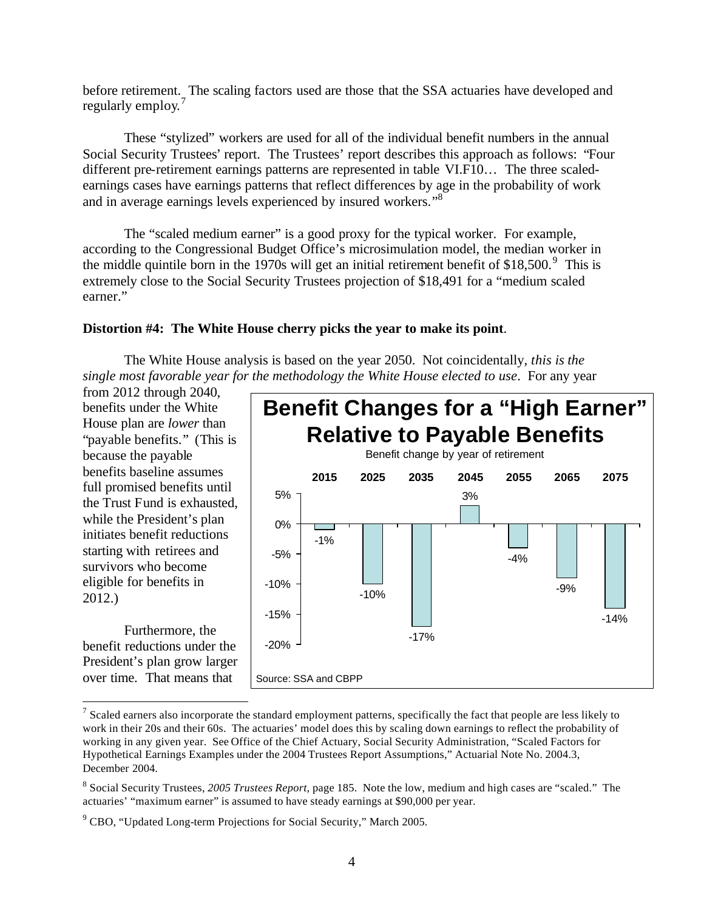before retirement. The scaling factors used are those that the SSA actuaries have developed and regularly employ.[7]

These "stylized" workers are used for all of the individual benefit numbers in the annual Social Security Trustees' report. The Trustees' report describes this approach as follows: "Four different pre-retirement earnings patterns are represented in table VI.F10… The three scaled-earnings cases have earnings patterns that reflect differences by age in the probability of work and in average earnings levels experienced by insured workers."[8]

The "scaled medium earner" is a good proxy for the typical worker. For example, according to the Congressional Budget Office's microsimulation model, the median worker in the middle quintile born in the 1970s will get an initial retirement benefit of $18,500.[9] This is extremely close to the Social Security Trustees projection of $18,491 for a "medium scaled earner."

**Distortion #4: The White House cherry picks the year to make its point**.

The White House analysis is based on the year 2050. Not coincidentally, *this is the single most favorable year for the methodology the White House elected to use*. For any year from 2012 through 2040, benefits under the White House plan are *lower* than "payable benefits." (This is because the payable benefits baseline assumes full promised benefits until the Trust Fund is exhausted, while the President's plan initiates benefit reductions starting with retirees and survivors who become eligible for benefits in 2012.)

**Benefit Changes for a "High Earner" Relative to Payable Benefits**

Benefit change by year of retirement

2015, 2025, 2035, 2045, 2055, 2065, 2075

5%, 0%, -5%, -10%, -15%, -20%

-1%, -10%, -17%, 3%, -4%, -9%, -14%

Source: SSA and CBPP

Furthermore, the benefit reductions under the President's plan grow larger over time. That means that

[7] Scaled earners also incorporate the standard employment patterns, specifically the fact that people are less likely to work in their 20s and their 60s. The actuaries' model does this by scaling down earnings to reflect the probability of working in any given year. See Office of the Chief Actuary, Social Security Administration, "Scaled Factors for Hypothetical Earnings Examples under the 2004 Trustees Report Assumptions," Actuarial Note No. 2004.3, December 2004.

[8] Social Security Trustees, *2005 Trustees Report*, page 185. Note the low, medium and high cases are "scaled." The actuaries' "maximum earner" is assumed to have steady earnings at $90,000 per year.

[9] CBO, "Updated Long-term Projections for Social Security," March 2005.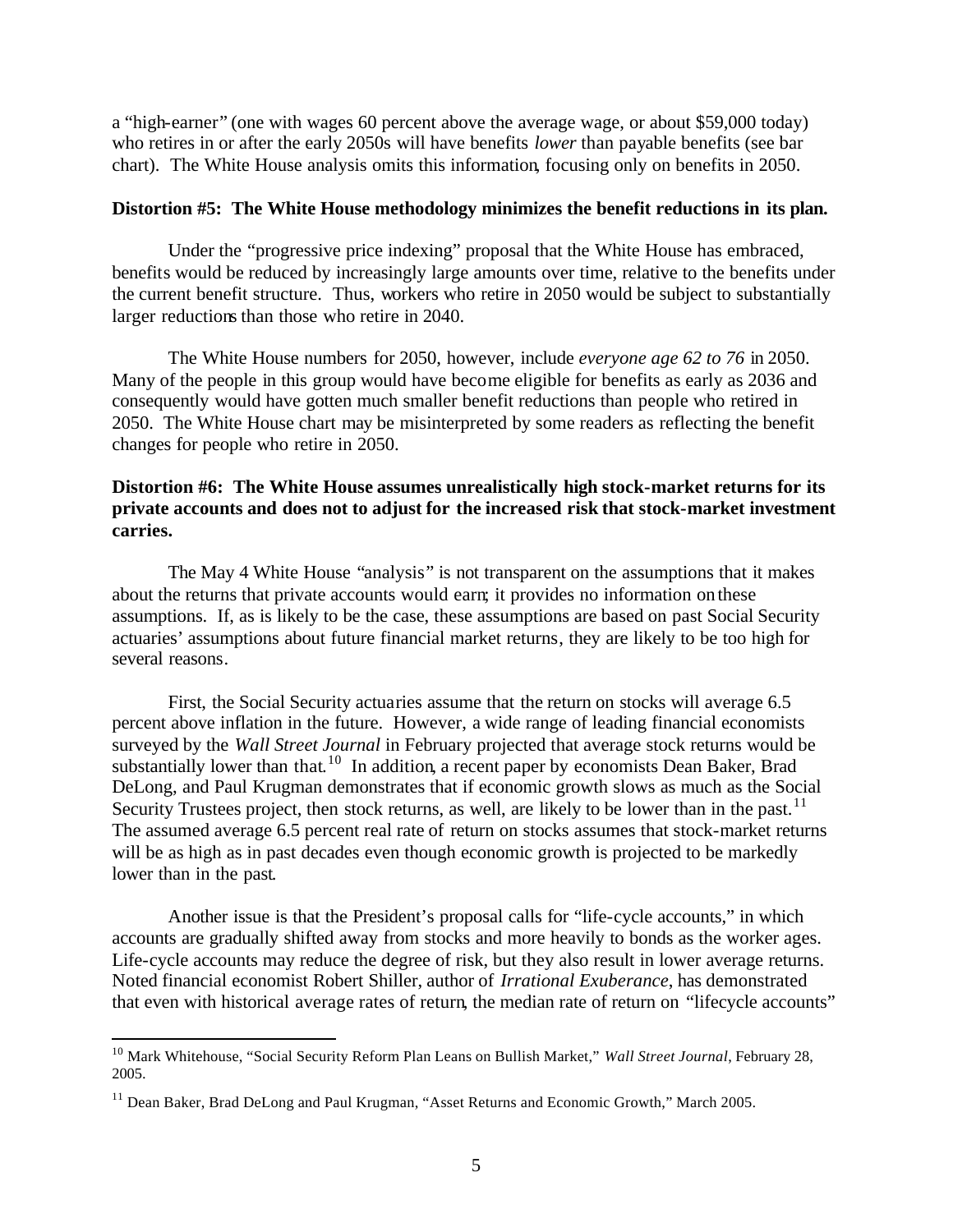a "high-earner" (one with wages 60 percent above the average wage, or about $59,000 today) who retires in or after the early 2050s will have benefits *lower* than payable benefits (see bar chart). The White House analysis omits this information, focusing only on benefits in 2050.

**Distortion #5: The White House methodology minimizes the benefit reductions in its plan.**

Under the "progressive price indexing" proposal that the White House has embraced, benefits would be reduced by increasingly large amounts over time, relative to the benefits under the current benefit structure. Thus, workers who retire in 2050 would be subject to substantially larger reductions than those who retire in 2040.

The White House numbers for 2050, however, include *everyone age 62 to 76* in 2050. Many of the people in this group would have become eligible for benefits as early as 2036 and consequently would have gotten much smaller benefit reductions than people who retired in 2050. The White House chart may be misinterpreted by some readers as reflecting the benefit changes for people who retire in 2050.

**Distortion #6: The White House assumes unrealistically high stock-market returns for its private accounts and does not to adjust for the increased risk that stock-market investment carries.**

The May 4 White House "analysis" is not transparent on the assumptions that it makes about the returns that private accounts would earn; it provides no information on these assumptions. If, as is likely to be the case, these assumptions are based on past Social Security actuaries' assumptions about future financial market returns, they are likely to be too high for several reasons.

First, the Social Security actuaries assume that the return on stocks will average 6.5 percent above inflation in the future. However, a wide range of leading financial economists surveyed by the *Wall Street Journal* in February projected that average stock returns would be substantially lower than that.[10] In addition, a recent paper by economists Dean Baker, Brad DeLong, and Paul Krugman demonstrates that if economic growth slows as much as the Social Security Trustees project, then stock returns, as well, are likely to be lower than in the past.[11] The assumed average 6.5 percent real rate of return on stocks assumes that stock-market returns will be as high as in past decades even though economic growth is projected to be markedly lower than in the past.

Another issue is that the President's proposal calls for "life-cycle accounts," in which accounts are gradually shifted away from stocks and more heavily to bonds as the worker ages. Life-cycle accounts may reduce the degree of risk, but they also result in lower average returns. Noted financial economist Robert Shiller, author of *Irrational Exuberance*, has demonstrated that even with historical average rates of return, the median rate of return on "lifecycle accounts"

---

[10] Mark Whitehouse, "Social Security Reform Plan Leans on Bullish Market," *Wall Street Journal*, February 28, 2005.

[11] Dean Baker, Brad DeLong and Paul Krugman, "Asset Returns and Economic Growth," March 2005.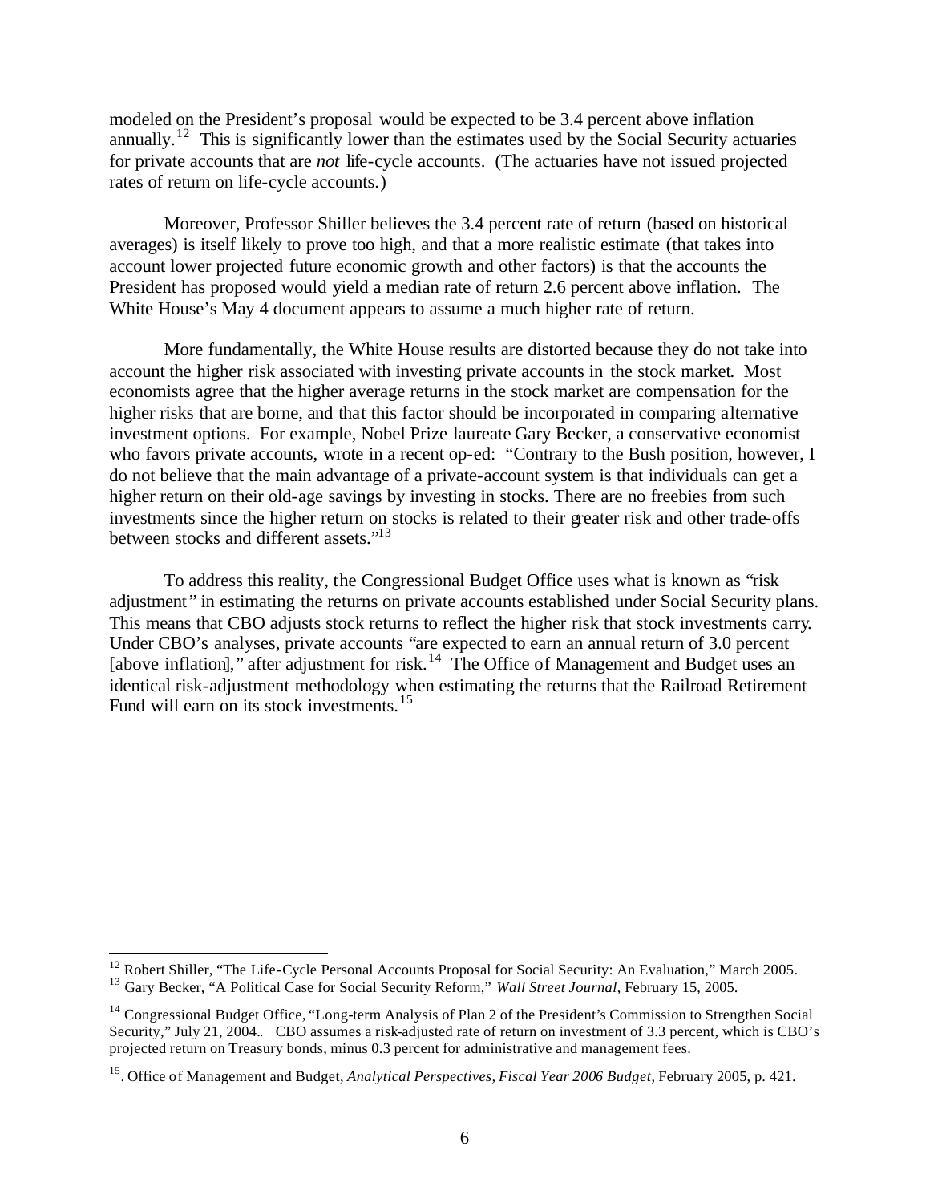modeled on the President's proposal would be expected to be 3.4 percent above inflation annually.[12] This is significantly lower than the estimates used by the Social Security actuaries for private accounts that are *not* life-cycle accounts. (The actuaries have not issued projected rates of return on life-cycle accounts.)

Moreover, Professor Shiller believes the 3.4 percent rate of return (based on historical averages) is itself likely to prove too high, and that a more realistic estimate (that takes into account lower projected future economic growth and other factors) is that the accounts the President has proposed would yield a median rate of return 2.6 percent above inflation. The White House's May 4 document appears to assume a much higher rate of return.

More fundamentally, the White House results are distorted because they do not take into account the higher risk associated with investing private accounts in the stock market. Most economists agree that the higher average returns in the stock market are compensation for the higher risks that are borne, and that this factor should be incorporated in comparing alternative investment options. For example, Nobel Prize laureate Gary Becker, a conservative economist who favors private accounts, wrote in a recent op-ed: "Contrary to the Bush position, however, I do not believe that the main advantage of a private-account system is that individuals can get a higher return on their old-age savings by investing in stocks. There are no freebies from such investments since the higher return on stocks is related to their greater risk and other trade-offs between stocks and different assets."[13]

To address this reality, the Congressional Budget Office uses what is known as "risk adjustment" in estimating the returns on private accounts established under Social Security plans. This means that CBO adjusts stock returns to reflect the higher risk that stock investments carry. Under CBO's analyses, private accounts "are expected to earn an annual return of 3.0 percent [above inflation]," after adjustment for risk.[14] The Office of Management and Budget uses an identical risk-adjustment methodology when estimating the returns that the Railroad Retirement Fund will earn on its stock investments.[15]

---

[12] Robert Shiller, "The Life-Cycle Personal Accounts Proposal for Social Security: An Evaluation," March 2005.

[13] Gary Becker, "A Political Case for Social Security Reform," *Wall Street Journal*, February 15, 2005.

[14] Congressional Budget Office, "Long-term Analysis of Plan 2 of the President's Commission to Strengthen Social Security," July 21, 2004.. CBO assumes a risk-adjusted rate of return on investment of 3.3 percent, which is CBO's projected return on Treasury bonds, minus 0.3 percent for administrative and management fees.

[15]. Office of Management and Budget, *Analytical Perspectives, Fiscal Year 2006 Budget*, February 2005, p. 421.